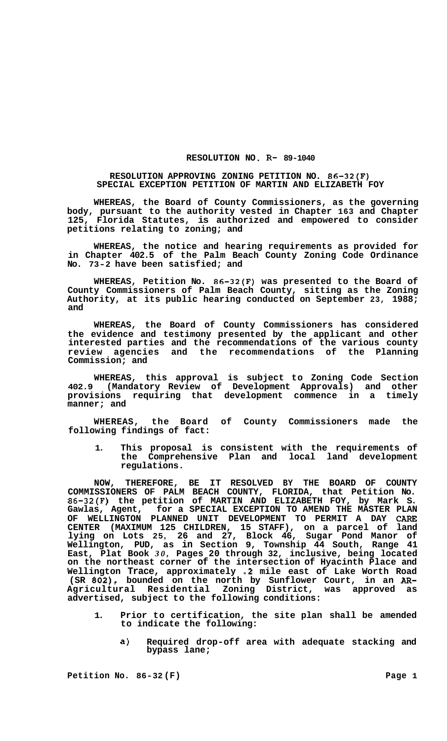# RESOLUTION NO. R- 89-1040

## RESOLUTION APPROVING ZONING PETITION NO. 86-32(F) SPECIAL EXCEPTION PETITION OF MARTIN AND ELIZABETH FOY

**WHEREAS, the Board of County Commissioners, as the governing body, pursuant to the authority vested in Chapter 163 and Chapter 125, Florida Statutes, is authorized and empowered to consider petitions relating to zoning; and**

**WHEREAS, the notice and hearing requirements as provided for in Chapter 402.5 of the Palm Beach County Zoning Code Ordinance No. 73-2 have been satisfied; and**

**WHEREAS, Petition No. 86-32(F) was presented to the Board of County Commissioners of Palm Beach County, sitting as the Zoning Authority, at its public hearing conducted on September 23, 1988; and**

**WHEREAS, the Board of County Commissioners has considered the evidence and testimony presented by the applicant and other interested parties and the recommendations of the various county review agencies and the recommendations of the Planning Commission; and**

**WHEREAS, this approval is subject to Zoning Code Section 402.9 (Mandatory Review of Development Approvals) and other provisions requiring that development commence in a timely manner; and**

**WHEREAS, the Board of County Commissioners made the following findings of fact:**

1. **This proposal is consistent with the requirements of the Comprehensive Plan and local land development regulations.**

**NOW, THEREFORE, BE IT RESOLVED BY THE BOARD OF COUNTY COMMISSIONERS OF PALM BEACH COUNTY, FLORIDA, that Petition No. 86-32(F) the petition of MARTIN AND ELIZABETH FOY, by Mark S. Gawlas, Agent, for a SPECIAL EXCEPTION TO AMEND THE MASTER PLAN OF WELLINGTON PLANNED UNIT DEVELOPMENT TO PERMIT A DAY CARE CENTER (MAXIMUM 125 CHILDREN, 15 STAFF), on a parcel of land lying on Lots 25, 26 and 27, Block 46, Sugar Pond Manor of Wellington, PUD, as in Section 9, Township 44 South, Range 41 East, Plat Book 30, Pages 20 through 32, inclusive, being located on the northeast corner of the intersection of Hyacinth Place and Wellington Trace, approximately .2 mile east of Lake Worth Road (SR 802), bounded on the north by Sunflower Court, in an AR-Agricultural Residential Zoning District, was approved as advertised, subject to the following conditions:**

1. **Prior to certification, the site plan shall be amended to indicate the following:**

   a) **Required drop-off area with adequate stacking and bypass lane;**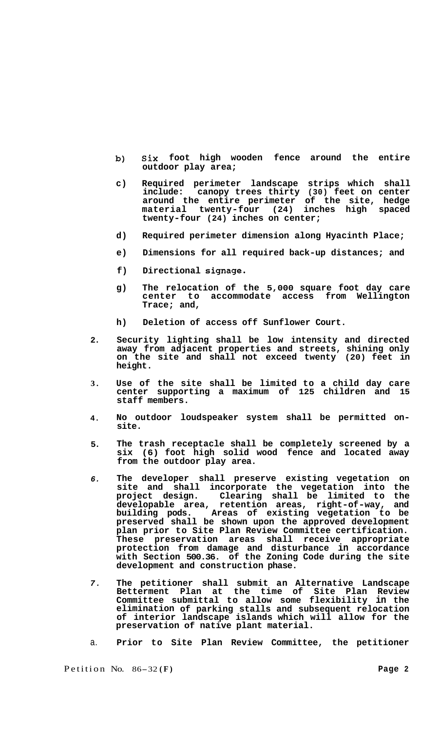b) Six foot high wooden fence around the entire outdoor play area;

c) Required perimeter landscape strips which shall include: canopy trees thirty (30) feet on center around the entire perimeter of the site, hedge material twenty-four (24) inches high spaced twenty-four (24) inches on center;

d) Required perimeter dimension along Hyacinth Place;

e) Dimensions for all required back-up distances; and

f) Directional signage.

g) The relocation of the 5,000 square foot day care center to accommodate access from Wellington Trace; and,

h) Deletion of access off Sunflower Court.

2. Security lighting shall be low intensity and directed away from adjacent properties and streets, shining only on the site and shall not exceed twenty (20) feet in height.

3. Use of the site shall be limited to a child day care center supporting a maximum of 125 children and 15 staff members.

4. No outdoor loudspeaker system shall be permitted on-site.

5. The trash receptacle shall be completely screened by a six (6) foot high solid wood fence and located away from the outdoor play area.

6. The developer shall preserve existing vegetation on site and shall incorporate the vegetation into the project design. Clearing shall be limited to the developable area, retention areas, right-of-way, and building pods. Areas of existing vegetation to be preserved shall be shown upon the approved development plan prior to Site Plan Review Committee certification. These preservation areas shall receive appropriate protection from damage and disturbance in accordance with Section 500.36. of the Zoning Code during the site development and construction phase.

7. The petitioner shall submit an Alternative Landscape Betterment Plan at the time of Site Plan Review Committee submittal to allow some flexibility in the elimination of parking stalls and subsequent relocation of interior landscape islands which will allow for the preservation of native plant material.

8. Prior to Site Plan Review Committee, the petitioner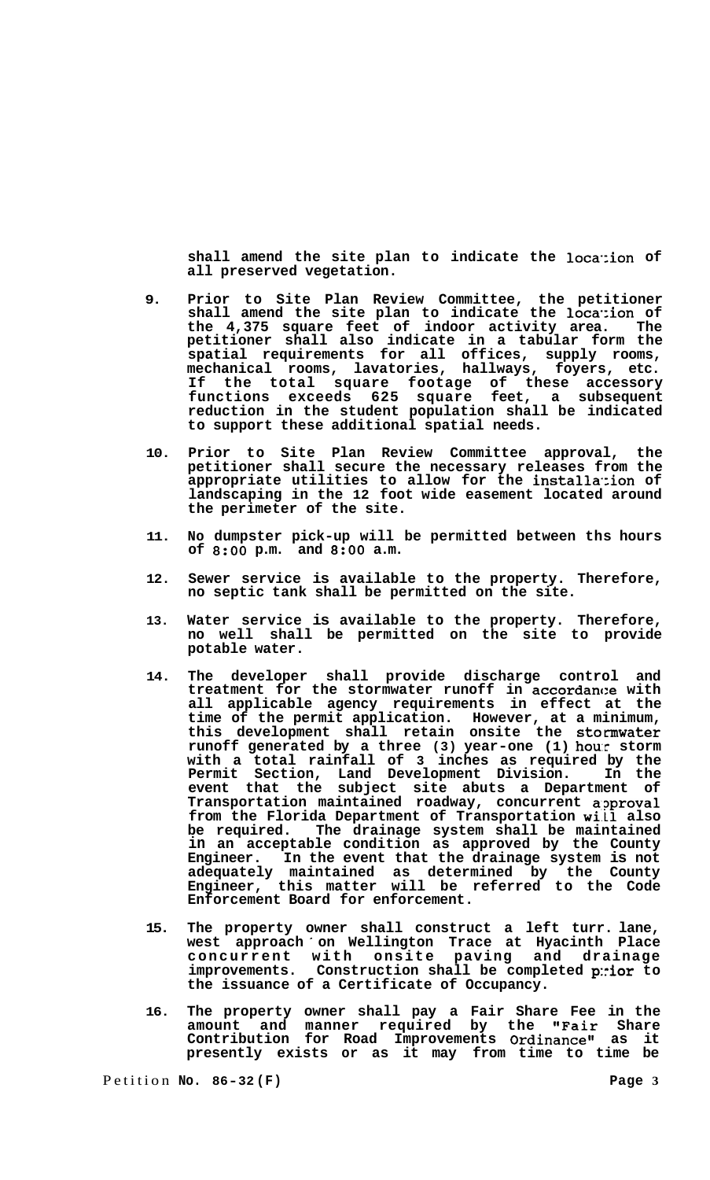shall amend the site plan to indicate the location of all preserved vegetation.

9. Prior to Site Plan Review Committee, the petitioner shall amend the site plan to indicate the location of the 4,375 square feet of indoor activity area. The petitioner shall also indicate in a tabular form the spatial requirements for all offices, supply rooms, mechanical rooms, lavatories, hallways, foyers, etc. If the total square footage of these accessory functions exceeds 625 square feet, a subsequent reduction in the student population shall be indicated to support these additional spatial needs.

10. Prior to Site Plan Review Committee approval, the petitioner shall secure the necessary releases from the appropriate utilities to allow for the installation of landscaping in the 12 foot wide easement located around the perimeter of the site.

11. No dumpster pick-up will be permitted between ths hours of 8:00 p.m. and 8:00 a.m.

12. Sewer service is available to the property. Therefore, no septic tank shall be permitted on the site.

13. Water service is available to the property. Therefore, no well shall be permitted on the site to provide potable water.

14. The developer shall provide discharge control and treatment for the stormwater runoff in accordance with all applicable agency requirements in effect at the time of the permit application. However, at a minimum, this development shall retain onsite the stormwater runoff generated by a three (3) year-one (1) hour storm with a total rainfall of 3 inches as required by the Permit Section, Land Development Division. In the event that the subject site abuts a Department of Transportation maintained roadway, concurrent approval from the Florida Department of Transportation will also be required. The drainage system shall be maintained in an acceptable condition as approved by the County Engineer. In the event that the drainage system is not adequately maintained as determined by the County Engineer, this matter will be referred to the Code Enforcement Board for enforcement.

15. The property owner shall construct a left turn lane, west approach on Wellington Trace at Hyacinth Place concurrent with onsite paving and drainage improvements. Construction shall be completed prior to the issuance of a Certificate of Occupancy.

16. The property owner shall pay a Fair Share Fee in the amount and manner required by the "Fair Share Contribution for Road Improvements Ordinance" as it presently exists or as it may from time to time be

Petition No. 86-32(F)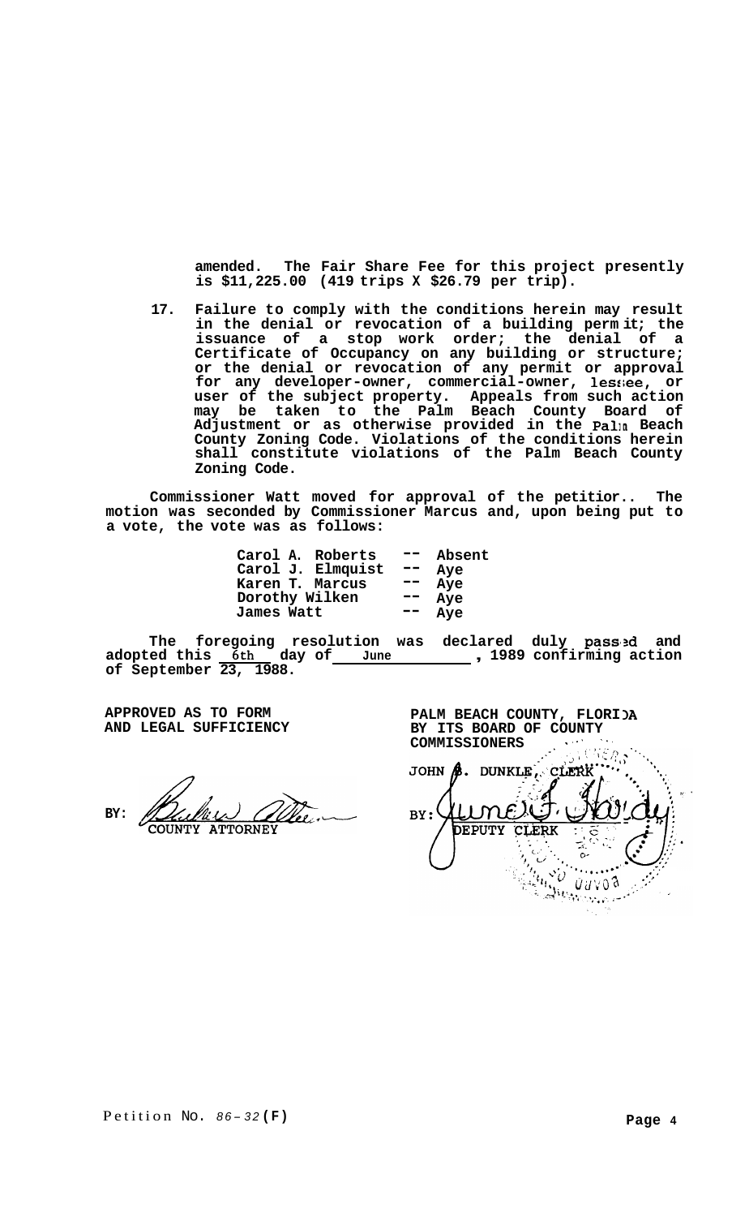amended. The Fair Share Fee for this project presently is $11,225.00 (419 trips X $26.79 per trip).

17. Failure to comply with the conditions herein may result in the denial or revocation of a building permit; the issuance of a stop work order; the denial of a Certificate of Occupancy on any building or structure; or the denial or revocation of any permit or approval for any developer-owner, commercial-owner, lessee, or user of the subject property. Appeals from such action may be taken to the Palm Beach County Board of Adjustment or as otherwise provided in the Palm Beach County Zoning Code. Violations of the conditions herein shall constitute violations of the Palm Beach County Zoning Code.

Commissioner Watt moved for approval of the petition. The motion was seconded by Commissioner Marcus and, upon being put to a vote, the vote was as follows:

| | | |
|---|---|---|
| Carol A. Roberts | -- | Absent |
| Carol J. Elmquist | -- | Aye |
| Karen T. Marcus | -- | Aye |
| Dorothy Wilken | -- | Aye |
| James Watt | -- | Aye |

The foregoing resolution was declared duly passed and adopted this 6th day of June, 1989 confirming action of September 23, 1988.

APPROVED AS TO FORM AND LEGAL SUFFICIENCY

BY: COUNTY ATTORNEY

PALM BEACH COUNTY, FLORIDA BY ITS BOARD OF COUNTY COMMISSIONERS

JOHN B. DUNKLE, CLERK

BY: DEPUTY CLERK

Petition No. 86-32(F)